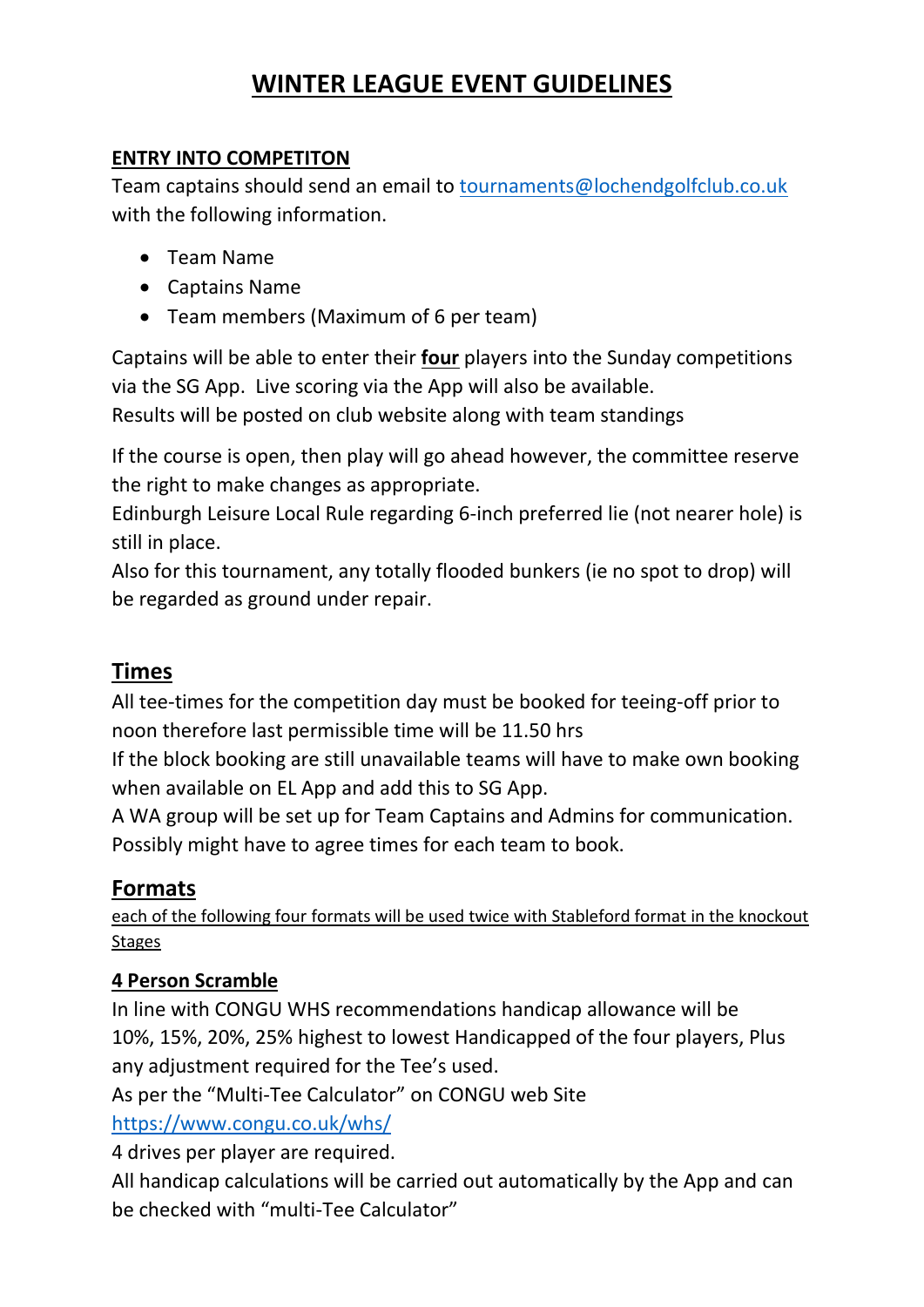# WINTER LEAGUE EVENT GUIDELINES

## ENTRY INTO COMPETITON

Team captains should send an email to tournaments@lochendgolfclub.co.uk with the following information.

- Team Name
- Captains Name
- Team members (Maximum of 6 per team)

Captains will be able to enter their **four** players into the Sunday competitions via the SG App. Live scoring via the App will also be available.
Results will be posted on club website along with team standings

If the course is open, then play will go ahead however, the committee reserve the right to make changes as appropriate.
Edinburgh Leisure Local Rule regarding 6-inch preferred lie (not nearer hole) is still in place.
Also for this tournament, any totally flooded bunkers (ie no spot to drop) will be regarded as ground under repair.

## Times

All tee-times for the competition day must be booked for teeing-off prior to noon therefore last permissible time will be 11.50 hrs
If the block booking are still unavailable teams will have to make own booking when available on EL App and add this to SG App.
A WA group will be set up for Team Captains and Admins for communication.
Possibly might have to agree times for each team to book.

## Formats

each of the following four formats will be used twice with Stableford format in the knockout Stages

### 4 Person Scramble

In line with CONGU WHS recommendations handicap allowance will be 10%, 15%, 20%, 25% highest to lowest Handicapped of the four players, Plus any adjustment required for the Tee's used.
As per the "Multi-Tee Calculator" on CONGU web Site
https://www.congu.co.uk/whs/
4 drives per player are required.
All handicap calculations will be carried out automatically by the App and can be checked with "multi-Tee Calculator"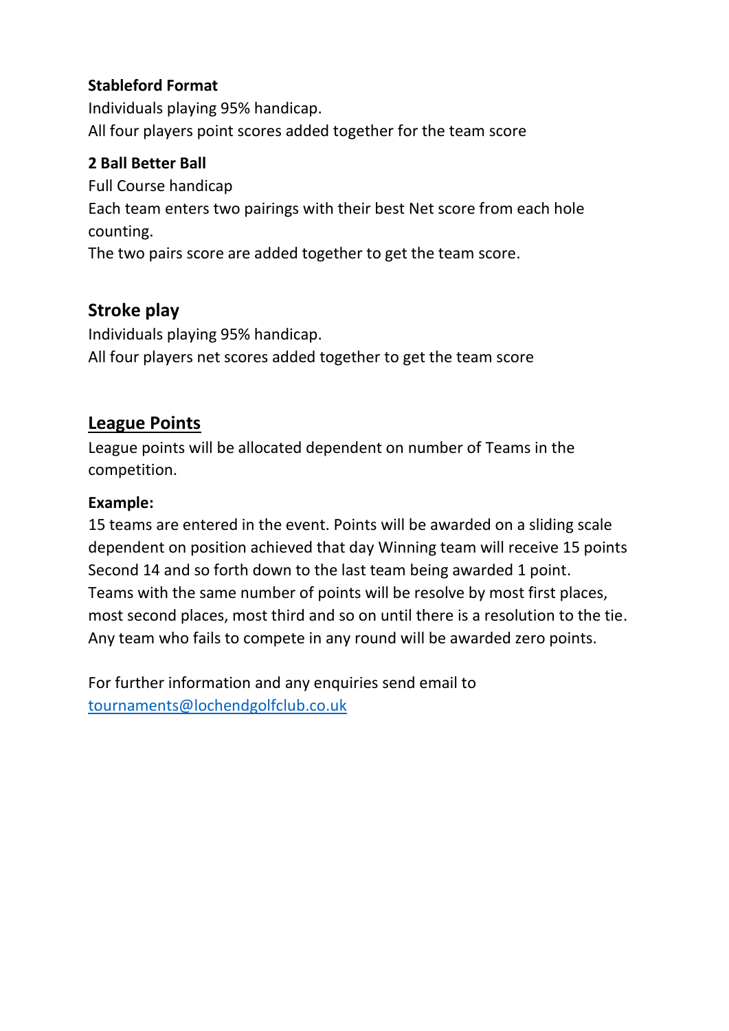**Stableford Format**

Individuals playing 95% handicap.

All four players point scores added together for the team score

**2 Ball Better Ball**

Full Course handicap

Each team enters two pairings with their best Net score from each hole counting.

The two pairs score are added together to get the team score.

## Stroke play

Individuals playing 95% handicap.

All four players net scores added together to get the team score

## League Points

League points will be allocated dependent on number of Teams in the competition.

**Example:**

15 teams are entered in the event. Points will be awarded on a sliding scale dependent on position achieved that day Winning team will receive 15 points Second 14 and so forth down to the last team being awarded 1 point.

Teams with the same number of points will be resolve by most first places, most second places, most third and so on until there is a resolution to the tie.

Any team who fails to compete in any round will be awarded zero points.

For further information and any enquiries send email to [tournaments@lochendgolfclub.co.uk](mailto:tournaments@lochendgolfclub.co.uk)